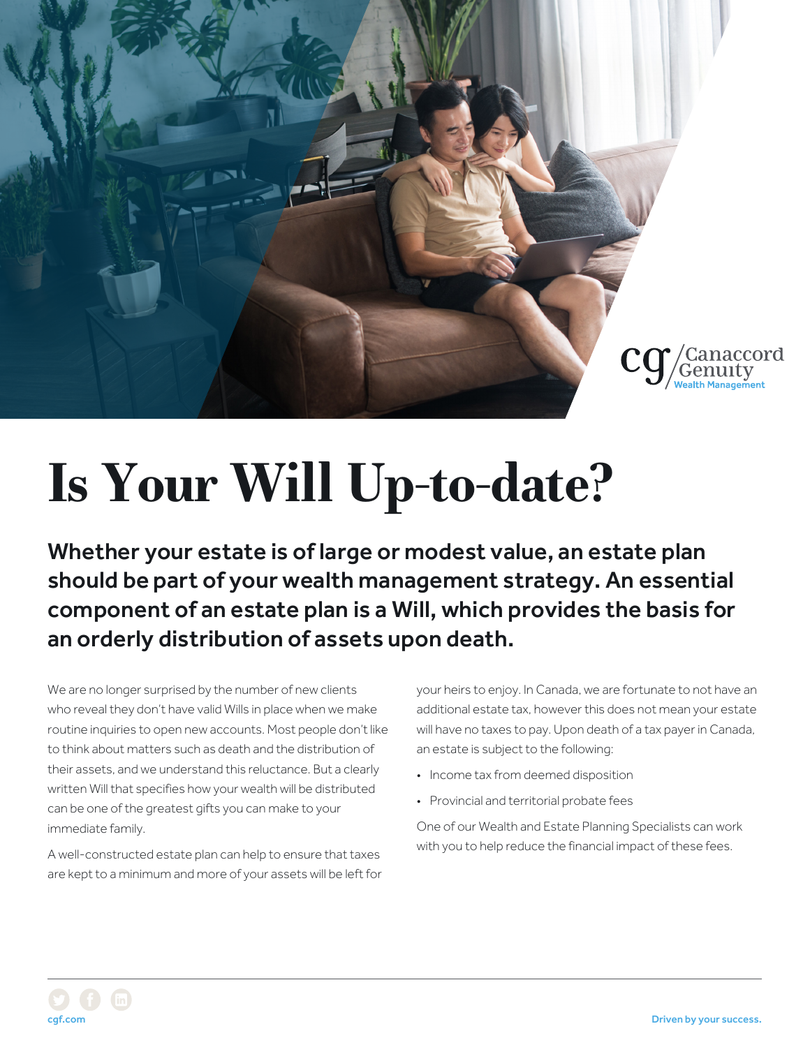# Is Your Will Up-to-date?

**Whether your estate is of large or modest value, an estate plan should be part of your wealth management strategy. An essential component of an estate plan is a Will, which provides the basis for an orderly distribution of assets upon death.**

We are no longer surprised by the number of new clients who reveal they don't have valid Wills in place when we make routine inquiries to open new accounts. Most people don't like to think about matters such as death and the distribution of their assets, and we understand this reluctance. But a clearly written Will that specifies how your wealth will be distributed can be one of the greatest gifts you can make to your immediate family.

A well-constructed estate plan can help to ensure that taxes are kept to a minimum and more of your assets will be left for your heirs to enjoy. In Canada, we are fortunate to not have an additional estate tax, however this does not mean your estate will have no taxes to pay. Upon death of a tax payer in Canada, an estate is subject to the following:

- Income tax from deemed disposition
- Provincial and territorial probate fees

One of our Wealth and Estate Planning Specialists can work with you to help reduce the financial impact of these fees.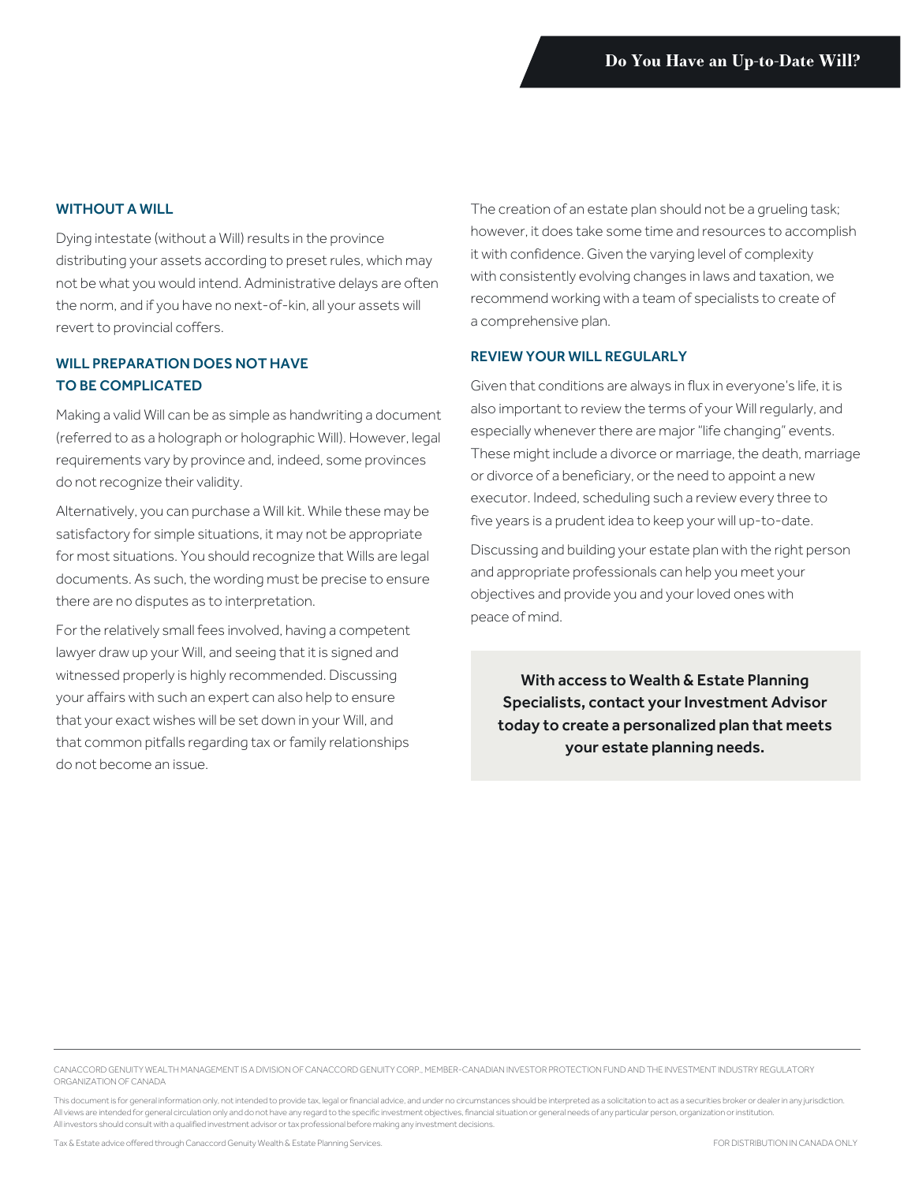## WITHOUT A WILL

Dying intestate (without a Will) results in the province distributing your assets according to preset rules, which may not be what you would intend. Administrative delays are often the norm, and if you have no next-of-kin, all your assets will revert to provincial coffers.

## WILL PREPARATION DOES NOT HAVE TO BE COMPLICATED

Making a valid Will can be as simple as handwriting a document (referred to as a holograph or holographic Will). However, legal requirements vary by province and, indeed, some provinces do not recognize their validity.

Alternatively, you can purchase a Will kit. While these may be satisfactory for simple situations, it may not be appropriate for most situations. You should recognize that Wills are legal documents. As such, the wording must be precise to ensure there are no disputes as to interpretation.

For the relatively small fees involved, having a competent lawyer draw up your Will, and seeing that it is signed and witnessed properly is highly recommended. Discussing your affairs with such an expert can also help to ensure that your exact wishes will be set down in your Will, and that common pitfalls regarding tax or family relationships do not become an issue.

The creation of an estate plan should not be a grueling task; however, it does take some time and resources to accomplish it with confidence. Given the varying level of complexity with consistently evolving changes in laws and taxation, we recommend working with a team of specialists to create of a comprehensive plan.

## REVIEW YOUR WILL REGULARLY

Given that conditions are always in flux in everyone's life, it is also important to review the terms of your Will regularly, and especially whenever there are major "life changing" events. These might include a divorce or marriage, the death, marriage or divorce of a beneficiary, or the need to appoint a new executor. Indeed, scheduling such a review every three to five years is a prudent idea to keep your will up-to-date.

Discussing and building your estate plan with the right person and appropriate professionals can help you meet your objectives and provide you and your loved ones with peace of mind.

**With access to Wealth & Estate Planning Specialists, contact your Investment Advisor today to create a personalized plan that meets your estate planning needs.**

CANACCORD GENUITY WEALTH MANAGEMENT IS A DIVISION OF CANACCORD GENUITY CORP., MEMBER-CANADIAN INVESTOR PROTECTION FUND AND THE INVESTMENT INDUSTRY REGULATORY ORGANIZATION OF CANADA

This document is for general information only, not intended to provide tax, legal or financial advice, and under no circumstances should be interpreted as a solicitation to act as a securities broker or dealer in any jurisdiction. All views are intended for general circulation only and do not have any regard to the specific investment objectives, financial situation or general needs of any particular person, organization or institution. All investors should consult with a qualified investment advisor or tax professional before making any investment decisions.

Tax & Estate advice offered through Canaccord Genuity Wealth & Estate Planning Services.

FOR DISTRIBUTION IN CANADA ONLY